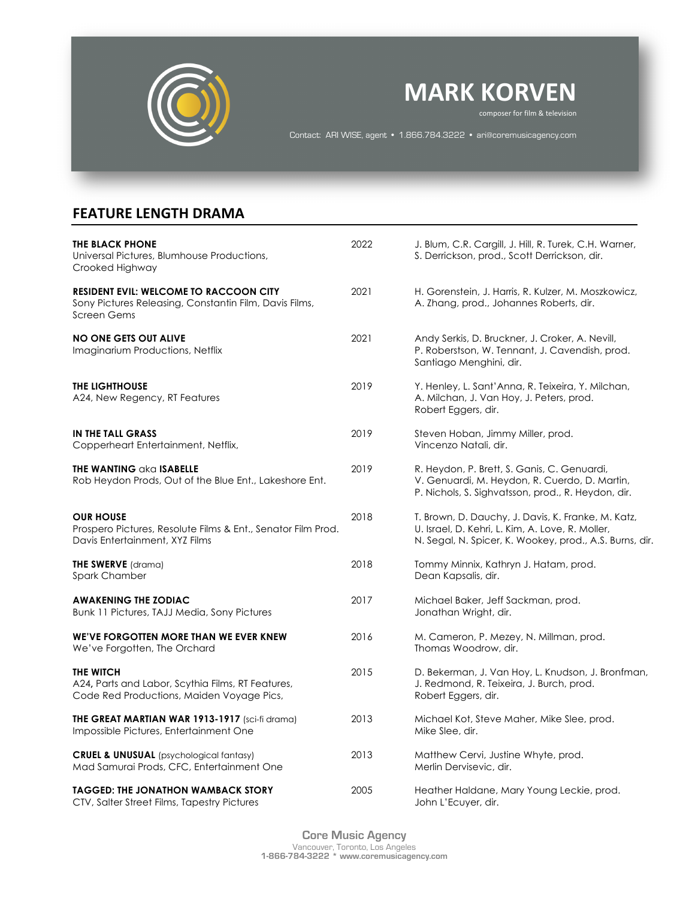# MARK KORVEN

composer for film & television

Contact: ARI WISE, agent • 1.866.784.3222 • ari@coremusicagency.com

## FEATURE LENGTH DRAMA

| Title | Year | Credits |
|---|---|---|
| **THE BLACK PHONE**<br>Universal Pictures, Blumhouse Productions, Crooked Highway | 2022 | J. Blum, C.R. Cargill, J. Hill, R. Turek, C.H. Warner, S. Derrickson, prod., Scott Derrickson, dir. |
| **RESIDENT EVIL: WELCOME TO RACCOON CITY**<br>Sony Pictures Releasing, Constantin Film, Davis Films, Screen Gems | 2021 | H. Gorenstein, J. Harris, R. Kulzer, M. Moszkowicz, A. Zhang, prod., Johannes Roberts, dir. |
| **NO ONE GETS OUT ALIVE**<br>Imaginarium Productions, Netflix | 2021 | Andy Serkis, D. Bruckner, J. Croker, A. Nevill, P. Roberstson, W. Tennant, J. Cavendish, prod. Santiago Menghini, dir. |
| **THE LIGHTHOUSE**<br>A24, New Regency, RT Features | 2019 | Y. Henley, L. Sant'Anna, R. Teixeira, Y. Milchan, A. Milchan, J. Van Hoy, J. Peters, prod. Robert Eggers, dir. |
| **IN THE TALL GRASS**<br>Copperheart Entertainment, Netflix, | 2019 | Steven Hoban, Jimmy Miller, prod. Vincenzo Natali, dir. |
| **THE WANTING** aka **ISABELLE**<br>Rob Heydon Prods, Out of the Blue Ent., Lakeshore Ent. | 2019 | R. Heydon, P. Brett, S. Ganis, C. Genuardi, V. Genuardi, M. Heydon, R. Cuerdo, D. Martin, P. Nichols, S. Sighvatsson, prod., R. Heydon, dir. |
| **OUR HOUSE**<br>Prospero Pictures, Resolute Films & Ent., Senator Film Prod. Davis Entertainment, XYZ Films | 2018 | T. Brown, D. Dauchy, J. Davis, K. Franke, M. Katz, U. Israel, D. Kehri, L. Kim, A. Love, R. Moller, N. Segal, N. Spicer, K. Wookey, prod., A.S. Burns, dir. |
| **THE SWERVE** (drama)<br>Spark Chamber | 2018 | Tommy Minnix, Kathryn J. Hatam, prod. Dean Kapsalis, dir. |
| **AWAKENING THE ZODIAC**<br>Bunk 11 Pictures, TAJJ Media, Sony Pictures | 2017 | Michael Baker, Jeff Sackman, prod. Jonathan Wright, dir. |
| **WE'VE FORGOTTEN MORE THAN WE EVER KNEW**<br>We've Forgotten, The Orchard | 2016 | M. Cameron, P. Mezey, N. Millman, prod. Thomas Woodrow, dir. |
| **THE WITCH**<br>A24, Parts and Labor, Scythia Films, RT Features, Code Red Productions, Maiden Voyage Pics, | 2015 | D. Bekerman, J. Van Hoy, L. Knudson, J. Bronfman, J. Redmond, R. Teixeira, J. Burch, prod. Robert Eggers, dir. |
| **THE GREAT MARTIAN WAR 1913-1917** (sci-fi drama)<br>Impossible Pictures, Entertainment One | 2013 | Michael Kot, Steve Maher, Mike Slee, prod. Mike Slee, dir. |
| **CRUEL & UNUSUAL** (psychological fantasy)<br>Mad Samurai Prods, CFC, Entertainment One | 2013 | Matthew Cervi, Justine Whyte, prod. Merlin Dervisevic, dir. |
| **TAGGED: THE JONATHON WAMBACK STORY**<br>CTV, Salter Street Films, Tapestry Pictures | 2005 | Heather Haldane, Mary Young Leckie, prod. John L'Ecuyer, dir. |

Core Music Agency
Vancouver, Toronto, Los Angeles
1-866-784-3222 * www.coremusicagency.com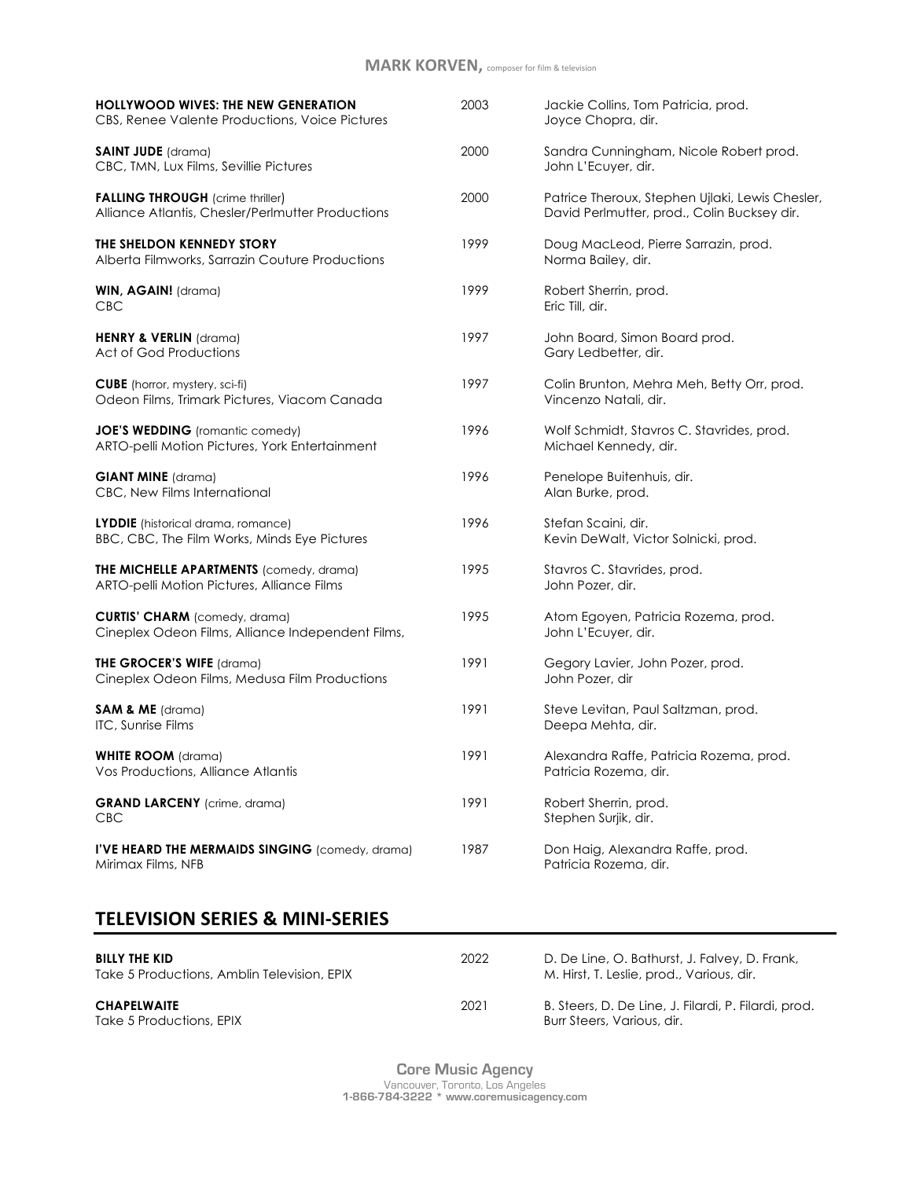| | | |
|---|---|---|
| **HOLLYWOOD WIVES: THE NEW GENERATION**<br>CBS, Renee Valente Productions, Voice Pictures | 2003 | Jackie Collins, Tom Patricia, prod.<br>Joyce Chopra, dir. |
| **SAINT JUDE** (drama)<br>CBC, TMN, Lux Films, Sevillie Pictures | 2000 | Sandra Cunningham, Nicole Robert prod.<br>John L'Ecuyer, dir. |
| **FALLING THROUGH** (crime thriller)<br>Alliance Atlantis, Chesler/Perlmutter Productions | 2000 | Patrice Theroux, Stephen Ujlaki, Lewis Chesler,<br>David Perlmutter, prod., Colin Bucksey dir. |
| **THE SHELDON KENNEDY STORY**<br>Alberta Filmworks, Sarrazin Couture Productions | 1999 | Doug MacLeod, Pierre Sarrazin, prod.<br>Norma Bailey, dir. |
| **WIN, AGAIN!** (drama)<br>CBC | 1999 | Robert Sherrin, prod.<br>Eric Till, dir. |
| **HENRY & VERLIN** (drama)<br>Act of God Productions | 1997 | John Board, Simon Board prod.<br>Gary Ledbetter, dir. |
| **CUBE** (horror, mystery, sci-fi)<br>Odeon Films, Trimark Pictures, Viacom Canada | 1997 | Colin Brunton, Mehra Meh, Betty Orr, prod.<br>Vincenzo Natali, dir. |
| **JOE'S WEDDING** (romantic comedy)<br>ARTO-pelli Motion Pictures, York Entertainment | 1996 | Wolf Schmidt, Stavros C. Stavrides, prod.<br>Michael Kennedy, dir. |
| **GIANT MINE** (drama)<br>CBC, New Films International | 1996 | Penelope Buitenhuis, dir.<br>Alan Burke, prod. |
| **LYDDIE** (historical drama, romance)<br>BBC, CBC, The Film Works, Minds Eye Pictures | 1996 | Stefan Scaini, dir.<br>Kevin DeWalt, Victor Solnicki, prod. |
| **THE MICHELLE APARTMENTS** (comedy, drama)<br>ARTO-pelli Motion Pictures, Alliance Films | 1995 | Stavros C. Stavrides, prod.<br>John Pozer, dir. |
| **CURTIS' CHARM** (comedy, drama)<br>Cineplex Odeon Films, Alliance Independent Films, | 1995 | Atom Egoyen, Patricia Rozema, prod.<br>John L'Ecuyer, dir. |
| **THE GROCER'S WIFE** (drama)<br>Cineplex Odeon Films, Medusa Film Productions | 1991 | Gegory Lavier, John Pozer, prod.<br>John Pozer, dir |
| **SAM & ME** (drama)<br>ITC, Sunrise Films | 1991 | Steve Levitan, Paul Saltzman, prod.<br>Deepa Mehta, dir. |
| **WHITE ROOM** (drama)<br>Vos Productions, Alliance Atlantis | 1991 | Alexandra Raffe, Patricia Rozema, prod.<br>Patricia Rozema, dir. |
| **GRAND LARCENY** (crime, drama)<br>CBC | 1991 | Robert Sherrin, prod.<br>Stephen Surjik, dir. |
| **I'VE HEARD THE MERMAIDS SINGING** (comedy, drama)<br>Mirimax Films, NFB | 1987 | Don Haig, Alexandra Raffe, prod.<br>Patricia Rozema, dir. |

## TELEVISION SERIES & MINI-SERIES

| | | |
|---|---|---|
| **BILLY THE KID**<br>Take 5 Productions, Amblin Television, EPIX | 2022 | D. De Line, O. Bathurst, J. Falvey, D. Frank,<br>M. Hirst, T. Leslie, prod., Various, dir. |
| **CHAPELWAITE**<br>Take 5 Productions, EPIX | 2021 | B. Steers, D. De Line, J. Filardi, P. Filardi, prod.<br>Burr Steers, Various, dir. |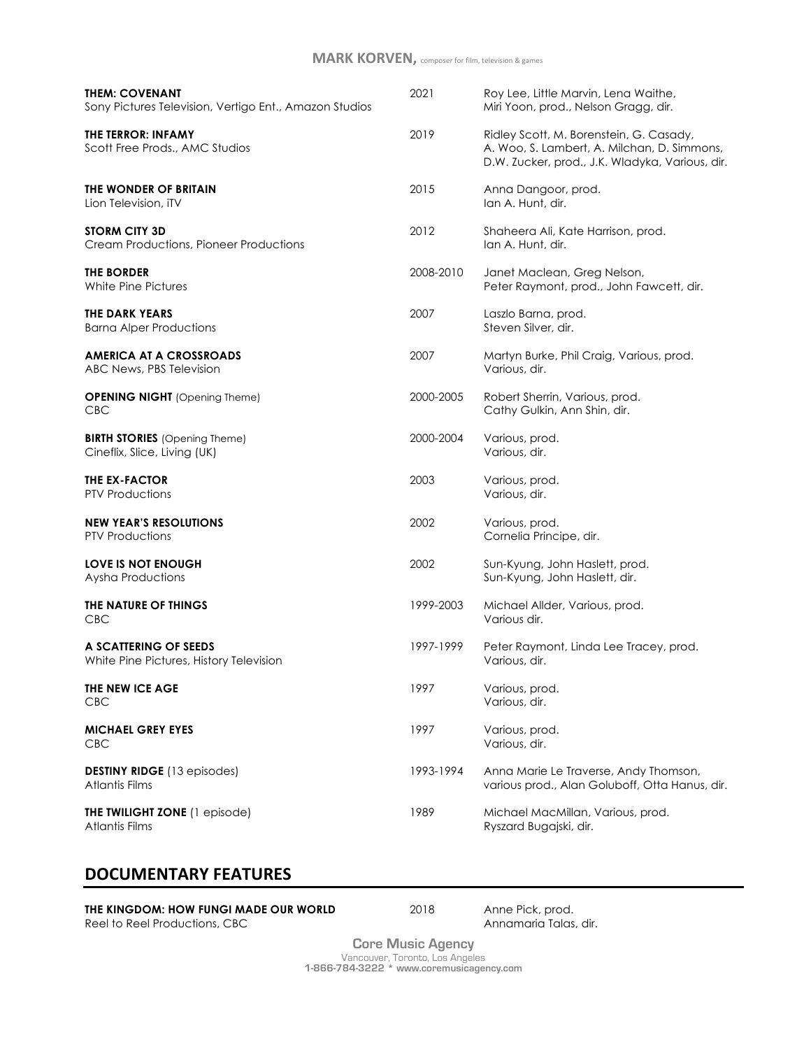| | | |
|---|---|---|
| **THEM: COVENANT**<br>Sony Pictures Television, Vertigo Ent., Amazon Studios | 2021 | Roy Lee, Little Marvin, Lena Waithe,<br>Miri Yoon, prod., Nelson Gragg, dir. |
| **THE TERROR: INFAMY**<br>Scott Free Prods., AMC Studios | 2019 | Ridley Scott, M. Borenstein, G. Casady,<br>A. Woo, S. Lambert, A. Milchan, D. Simmons,<br>D.W. Zucker, prod., J.K. Wladyka, Various, dir. |
| **THE WONDER OF BRITAIN**<br>Lion Television, iTV | 2015 | Anna Dangoor, prod.<br>Ian A. Hunt, dir. |
| **STORM CITY 3D**<br>Cream Productions, Pioneer Productions | 2012 | Shaheera Ali, Kate Harrison, prod.<br>Ian A. Hunt, dir. |
| **THE BORDER**<br>White Pine Pictures | 2008-2010 | Janet Maclean, Greg Nelson,<br>Peter Raymont, prod., John Fawcett, dir. |
| **THE DARK YEARS**<br>Barna Alper Productions | 2007 | Laszlo Barna, prod.<br>Steven Silver, dir. |
| **AMERICA AT A CROSSROADS**<br>ABC News, PBS Television | 2007 | Martyn Burke, Phil Craig, Various, prod.<br>Various, dir. |
| **OPENING NIGHT** (Opening Theme)<br>CBC | 2000-2005 | Robert Sherrin, Various, prod.<br>Cathy Gulkin, Ann Shin, dir. |
| **BIRTH STORIES** (Opening Theme)<br>Cineflix, Slice, Living (UK) | 2000-2004 | Various, prod.<br>Various, dir. |
| **THE EX-FACTOR**<br>PTV Productions | 2003 | Various, prod.<br>Various, dir. |
| **NEW YEAR'S RESOLUTIONS**<br>PTV Productions | 2002 | Various, prod.<br>Cornelia Principe, dir. |
| **LOVE IS NOT ENOUGH**<br>Aysha Productions | 2002 | Sun-Kyung, John Haslett, prod.<br>Sun-Kyung, John Haslett, dir. |
| **THE NATURE OF THINGS**<br>CBC | 1999-2003 | Michael Allder, Various, prod.<br>Various dir. |
| **A SCATTERING OF SEEDS**<br>White Pine Pictures, History Television | 1997-1999 | Peter Raymont, Linda Lee Tracey, prod.<br>Various, dir. |
| **THE NEW ICE AGE**<br>CBC | 1997 | Various, prod.<br>Various, dir. |
| **MICHAEL GREY EYES**<br>CBC | 1997 | Various, prod.<br>Various, dir. |
| **DESTINY RIDGE** (13 episodes)<br>Atlantis Films | 1993-1994 | Anna Marie Le Traverse, Andy Thomson,<br>various prod., Alan Goluboff, Otta Hanus, dir. |
| **THE TWILIGHT ZONE** (1 episode)<br>Atlantis Films | 1989 | Michael MacMillan, Various, prod.<br>Ryszard Bugajski, dir. |

## DOCUMENTARY FEATURES

| | | |
|---|---|---|
| **THE KINGDOM: HOW FUNGI MADE OUR WORLD**<br>Reel to Reel Productions, CBC | 2018 | Anne Pick, prod.<br>Annamaria Talas, dir. |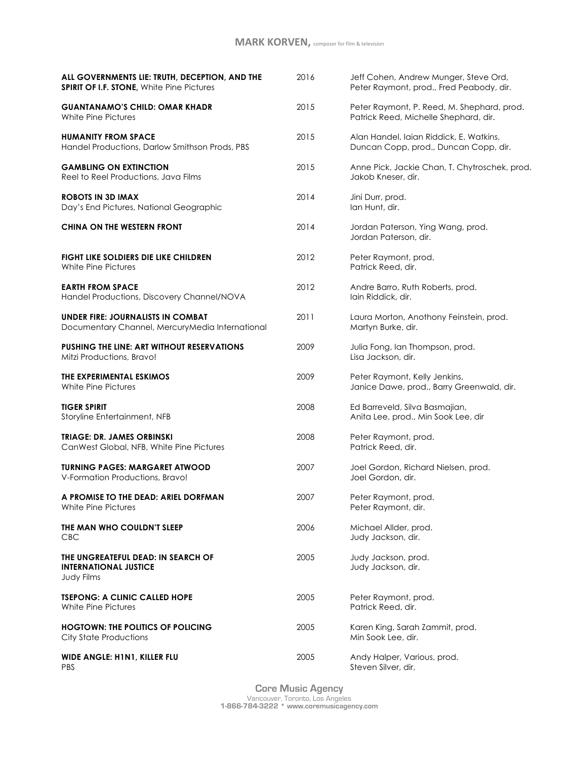| Title | Year | Credits |
|---|---|---|
| **ALL GOVERNMENTS LIE: TRUTH, DECEPTION, AND THE SPIRIT OF I.F. STONE,** White Pine Pictures | 2016 | Jeff Cohen, Andrew Munger, Steve Ord, Peter Raymont, prod., Fred Peabody, dir. |
| **GUANTANAMO'S CHILD: OMAR KHADR** White Pine Pictures | 2015 | Peter Raymont, P. Reed, M. Shephard, prod. Patrick Reed, Michelle Shephard, dir. |
| **HUMANITY FROM SPACE** Handel Productions, Darlow Smithson Prods, PBS | 2015 | Alan Handel, Iaian Riddick, E. Watkins, Duncan Copp, prod., Duncan Copp, dir. |
| **GAMBLING ON EXTINCTION** Reel to Reel Productions, Java Films | 2015 | Anne Pick, Jackie Chan, T. Chytroschek, prod. Jakob Kneser, dir. |
| **ROBOTS IN 3D IMAX** Day's End Pictures, National Geographic | 2014 | Jini Durr, prod. Ian Hunt, dir. |
| **CHINA ON THE WESTERN FRONT** | 2014 | Jordan Paterson, Ying Wang, prod. Jordan Paterson, dir. |
| **FIGHT LIKE SOLDIERS DIE LIKE CHILDREN** White Pine Pictures | 2012 | Peter Raymont, prod. Patrick Reed, dir. |
| **EARTH FROM SPACE** Handel Productions, Discovery Channel/NOVA | 2012 | Andre Barro, Ruth Roberts, prod. Iain Riddick, dir. |
| **UNDER FIRE: JOURNALISTS IN COMBAT** Documentary Channel, MercuryMedia International | 2011 | Laura Morton, Anothony Feinstein, prod. Martyn Burke, dir. |
| **PUSHING THE LINE: ART WITHOUT RESERVATIONS** Mitzi Productions, Bravo! | 2009 | Julia Fong, Ian Thompson, prod. Lisa Jackson, dir. |
| **THE EXPERIMENTAL ESKIMOS** White Pine Pictures | 2009 | Peter Raymont, Kelly Jenkins, Janice Dawe, prod., Barry Greenwald, dir. |
| **TIGER SPIRIT** Storyline Entertainment, NFB | 2008 | Ed Barreveld, Silva Basmajian, Anita Lee, prod., Min Sook Lee, dir |
| **TRIAGE: DR. JAMES ORBINSKI** CanWest Global, NFB, White Pine Pictures | 2008 | Peter Raymont, prod. Patrick Reed, dir. |
| **TURNING PAGES: MARGARET ATWOOD** V-Formation Productions, Bravo! | 2007 | Joel Gordon, Richard Nielsen, prod. Joel Gordon, dir. |
| **A PROMISE TO THE DEAD: ARIEL DORFMAN** White Pine Pictures | 2007 | Peter Raymont, prod. Peter Raymont, dir. |
| **THE MAN WHO COULDN'T SLEEP** CBC | 2006 | Michael Allder, prod. Judy Jackson, dir. |
| **THE UNGREATEFUL DEAD: IN SEARCH OF INTERNATIONAL JUSTICE** Judy Films | 2005 | Judy Jackson, prod. Judy Jackson, dir. |
| **TSEPONG: A CLINIC CALLED HOPE** White Pine Pictures | 2005 | Peter Raymont, prod. Patrick Reed, dir. |
| **HOGTOWN: THE POLITICS OF POLICING** City State Productions | 2005 | Karen King, Sarah Zammit, prod. Min Sook Lee, dir. |
| **WIDE ANGLE: H1N1, KILLER FLU** PBS | 2005 | Andy Halper, Various, prod. Steven Silver, dir. |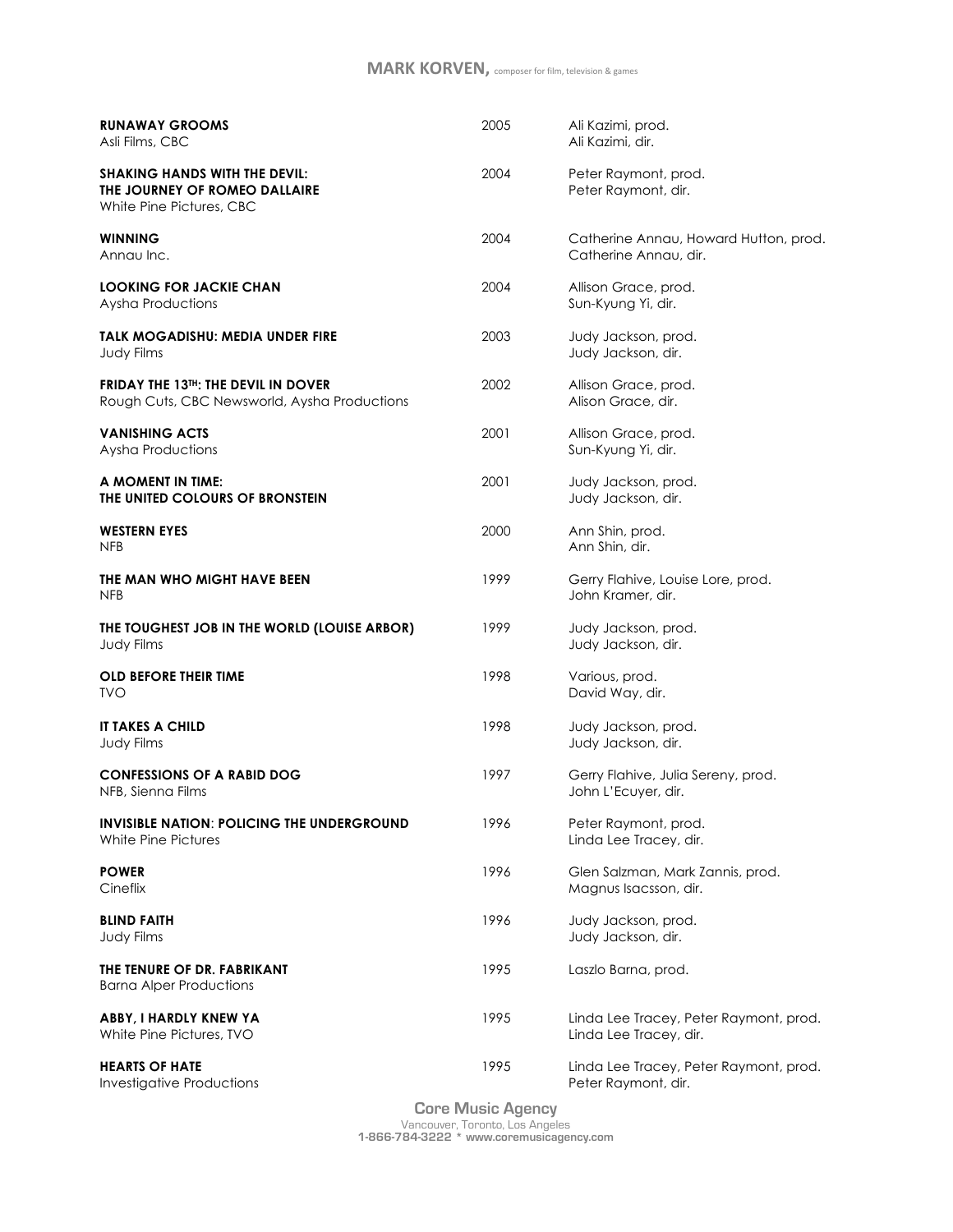| Title | Year | Credits |
|---|---|---|
| **RUNAWAY GROOMS**<br>Asli Films, CBC | 2005 | Ali Kazimi, prod.<br>Ali Kazimi, dir. |
| **SHAKING HANDS WITH THE DEVIL: THE JOURNEY OF ROMEO DALLAIRE**<br>White Pine Pictures, CBC | 2004 | Peter Raymont, prod.<br>Peter Raymont, dir. |
| **WINNING**<br>Annau Inc. | 2004 | Catherine Annau, Howard Hutton, prod.<br>Catherine Annau, dir. |
| **LOOKING FOR JACKIE CHAN**<br>Aysha Productions | 2004 | Allison Grace, prod.<br>Sun-Kyung Yi, dir. |
| **TALK MOGADISHU: MEDIA UNDER FIRE**<br>Judy Films | 2003 | Judy Jackson, prod.<br>Judy Jackson, dir. |
| **FRIDAY THE 13TH: THE DEVIL IN DOVER**<br>Rough Cuts, CBC Newsworld, Aysha Productions | 2002 | Allison Grace, prod.<br>Alison Grace, dir. |
| **VANISHING ACTS**<br>Aysha Productions | 2001 | Allison Grace, prod.<br>Sun-Kyung Yi, dir. |
| **A MOMENT IN TIME: THE UNITED COLOURS OF BRONSTEIN** | 2001 | Judy Jackson, prod.<br>Judy Jackson, dir. |
| **WESTERN EYES**<br>NFB | 2000 | Ann Shin, prod.<br>Ann Shin, dir. |
| **THE MAN WHO MIGHT HAVE BEEN**<br>NFB | 1999 | Gerry Flahive, Louise Lore, prod.<br>John Kramer, dir. |
| **THE TOUGHEST JOB IN THE WORLD (LOUISE ARBOR)**<br>Judy Films | 1999 | Judy Jackson, prod.<br>Judy Jackson, dir. |
| **OLD BEFORE THEIR TIME**<br>TVO | 1998 | Various, prod.<br>David Way, dir. |
| **IT TAKES A CHILD**<br>Judy Films | 1998 | Judy Jackson, prod.<br>Judy Jackson, dir. |
| **CONFESSIONS OF A RABID DOG**<br>NFB, Sienna Films | 1997 | Gerry Flahive, Julia Sereny, prod.<br>John L'Ecuyer, dir. |
| **INVISIBLE NATION: POLICING THE UNDERGROUND**<br>White Pine Pictures | 1996 | Peter Raymont, prod.<br>Linda Lee Tracey, dir. |
| **POWER**<br>Cineflix | 1996 | Glen Salzman, Mark Zannis, prod.<br>Magnus Isacsson, dir. |
| **BLIND FAITH**<br>Judy Films | 1996 | Judy Jackson, prod.<br>Judy Jackson, dir. |
| **THE TENURE OF DR. FABRIKANT**<br>Barna Alper Productions | 1995 | Laszlo Barna, prod. |
| **ABBY, I HARDLY KNEW YA**<br>White Pine Pictures, TVO | 1995 | Linda Lee Tracey, Peter Raymont, prod.<br>Linda Lee Tracey, dir. |
| **HEARTS OF HATE**<br>Investigative Productions | 1995 | Linda Lee Tracey, Peter Raymont, prod.<br>Peter Raymont, dir. |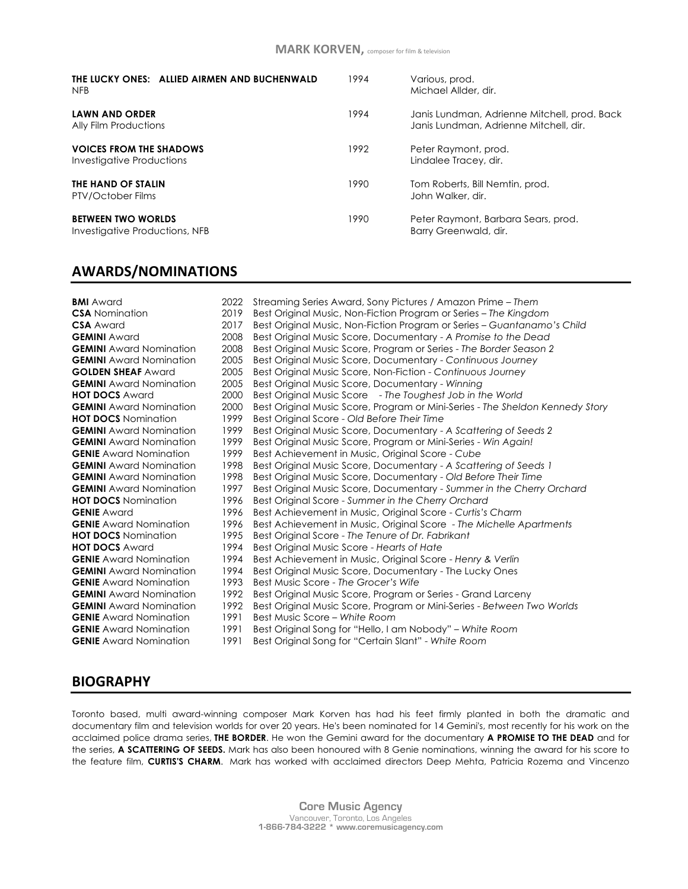| | | |
|---|---|---|
| **THE LUCKY ONES: ALLIED AIRMEN AND BUCHENWALD**<br>NFB | 1994 | Various, prod.<br>Michael Allder, dir. |
| **LAWN AND ORDER**<br>Ally Film Productions | 1994 | Janis Lundman, Adrienne Mitchell, prod. Back<br>Janis Lundman, Adrienne Mitchell, dir. |
| **VOICES FROM THE SHADOWS**<br>Investigative Productions | 1992 | Peter Raymont, prod.<br>Lindalee Tracey, dir. |
| **THE HAND OF STALIN**<br>PTV/October Films | 1990 | Tom Roberts, Bill Nemtin, prod.<br>John Walker, dir. |
| **BETWEEN TWO WORLDS**<br>Investigative Productions, NFB | 1990 | Peter Raymont, Barbara Sears, prod.<br>Barry Greenwald, dir. |

## AWARDS/NOMINATIONS

| | | |
|---|---|---|
| **BMI** Award | 2022 | Streaming Series Award, Sony Pictures / Amazon Prime – *Them* |
| **CSA** Nomination | 2019 | Best Original Music, Non-Fiction Program or Series – *The Kingdom* |
| **CSA** Award | 2017 | Best Original Music, Non-Fiction Program or Series – *Guantanamo's Child* |
| **GEMINI** Award | 2008 | Best Original Music Score, Documentary - *A Promise to the Dead* |
| **GEMINI** Award Nomination | 2008 | Best Original Music Score, Program or Series - *The Border Season 2* |
| **GEMINI** Award Nomination | 2005 | Best Original Music Score, Documentary - *Continuous Journey* |
| **GOLDEN SHEAF** Award | 2005 | Best Original Music Score, Non-Fiction - *Continuous Journey* |
| **GEMINI** Award Nomination | 2005 | Best Original Music Score, Documentary - *Winning* |
| **HOT DOCS** Award | 2000 | Best Original Music Score - *The Toughest Job in the World* |
| **GEMINI** Award Nomination | 2000 | Best Original Music Score, Program or Mini-Series - *The Sheldon Kennedy Story* |
| **HOT DOCS** Nomination | 1999 | Best Original Score - *Old Before Their Time* |
| **GEMINI** Award Nomination | 1999 | Best Original Music Score, Documentary - *A Scattering of Seeds 2* |
| **GEMINI** Award Nomination | 1999 | Best Original Music Score, Program or Mini-Series - *Win Again!* |
| **GENIE** Award Nomination | 1999 | Best Achievement in Music, Original Score - *Cube* |
| **GEMINI** Award Nomination | 1998 | Best Original Music Score, Documentary - *A Scattering of Seeds 1* |
| **GEMINI** Award Nomination | 1998 | Best Original Music Score, Documentary - *Old Before Their Time* |
| **GEMINI** Award Nomination | 1997 | Best Original Music Score, Documentary - *Summer in the Cherry Orchard* |
| **HOT DOCS** Nomination | 1996 | Best Original Score - *Summer in the Cherry Orchard* |
| **GENIE** Award | 1996 | Best Achievement in Music, Original Score - *Curtis's Charm* |
| **GENIE** Award Nomination | 1996 | Best Achievement in Music, Original Score - *The Michelle Apartments* |
| **HOT DOCS** Nomination | 1995 | Best Original Score - *The Tenure of Dr. Fabrikant* |
| **HOT DOCS** Award | 1994 | Best Original Music Score - *Hearts of Hate* |
| **GENIE** Award Nomination | 1994 | Best Achievement in Music, Original Score - *Henry & Verlin* |
| **GEMINI** Award Nomination | 1994 | Best Original Music Score, Documentary - The Lucky Ones |
| **GENIE** Award Nomination | 1993 | Best Music Score - *The Grocer's Wife* |
| **GEMINI** Award Nomination | 1992 | Best Original Music Score, Program or Series - Grand Larceny |
| **GEMINI** Award Nomination | 1992 | Best Original Music Score, Program or Mini-Series - *Between Two Worlds* |
| **GENIE** Award Nomination | 1991 | Best Music Score – *White Room* |
| **GENIE** Award Nomination | 1991 | Best Original Song for "Hello, I am Nobody" – *White Room* |
| **GENIE** Award Nomination | 1991 | Best Original Song for "Certain Slant" - *White Room* |

## BIOGRAPHY

Toronto based, multi award-winning composer Mark Korven has had his feet firmly planted in both the dramatic and documentary film and television worlds for over 20 years. He's been nominated for 14 Gemini's, most recently for his work on the acclaimed police drama series, **THE BORDER**. He won the Gemini award for the documentary **A PROMISE TO THE DEAD** and for the series, **A SCATTERING OF SEEDS.** Mark has also been honoured with 8 Genie nominations, winning the award for his score to the feature film, **CURTIS'S CHARM**. Mark has worked with acclaimed directors Deep Mehta, Patricia Rozema and Vincenzo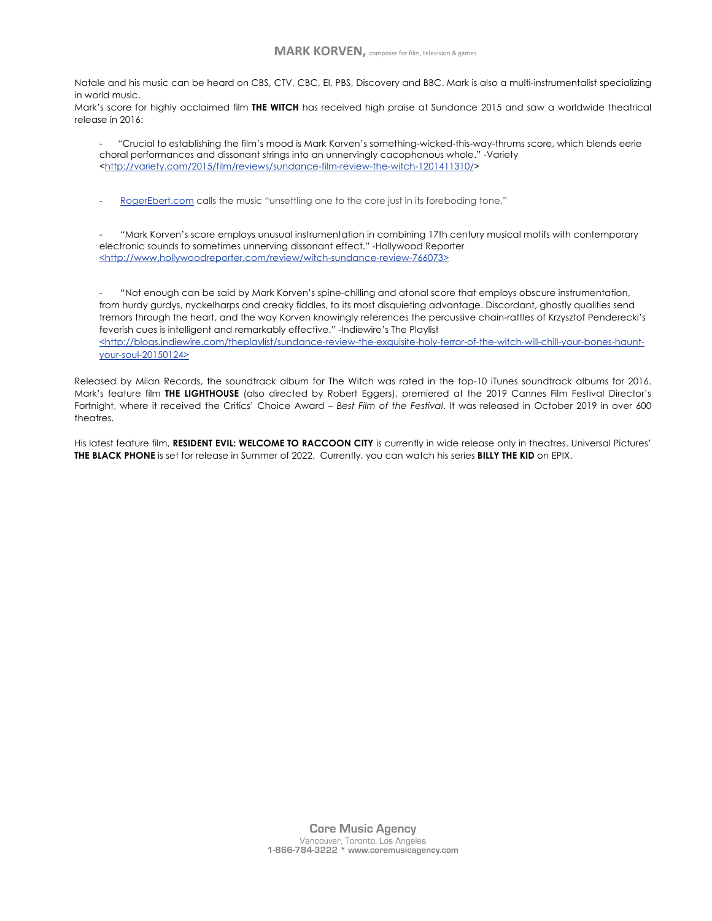Natale and his music can be heard on CBS, CTV, CBC, EI, PBS, Discovery and BBC. Mark is also a multi-instrumentalist specializing in world music.
Mark's score for highly acclaimed film **THE WITCH** has received high praise at Sundance 2015 and saw a worldwide theatrical release in 2016:

- "Crucial to establishing the film's mood is Mark Korven's something-wicked-this-way-thrums score, which blends eerie choral performances and dissonant strings into an unnervingly cacophonous whole." -Variety <http://variety.com/2015/film/reviews/sundance-film-review-the-witch-1201411310/>

- RogerEbert.com calls the music "unsettling one to the core just in its foreboding tone."

- "Mark Korven's score employs unusual instrumentation in combining 17th century musical motifs with contemporary electronic sounds to sometimes unnerving dissonant effect." -Hollywood Reporter <http://www.hollywoodreporter.com/review/witch-sundance-review-766073>

- "Not enough can be said by Mark Korven's spine-chilling and atonal score that employs obscure instrumentation, from hurdy gurdys, nyckelharps and creaky fiddles, to its most disquieting advantage. Discordant, ghostly qualities send tremors through the heart, and the way Korven knowingly references the percussive chain-rattles of Krzysztof Penderecki's feverish cues is intelligent and remarkably effective." -Indiewire's The Playlist <http://blogs.indiewire.com/theplaylist/sundance-review-the-exquisite-holy-terror-of-the-witch-will-chill-your-bones-haunt-your-soul-20150124>

Released by Milan Records, the soundtrack album for The Witch was rated in the top-10 iTunes soundtrack albums for 2016. Mark's feature film **THE LIGHTHOUSE** (also directed by Robert Eggers), premiered at the 2019 Cannes Film Festival Director's Fortnight, where it received the Critics' Choice Award – *Best Film of the Festival*. It was released in October 2019 in over 600 theatres.

His latest feature film, **RESIDENT EVIL: WELCOME TO RACCOON CITY** is currently in wide release only in theatres. Universal Pictures' **THE BLACK PHONE** is set for release in Summer of 2022. Currently, you can watch his series **BILLY THE KID** on EPIX.